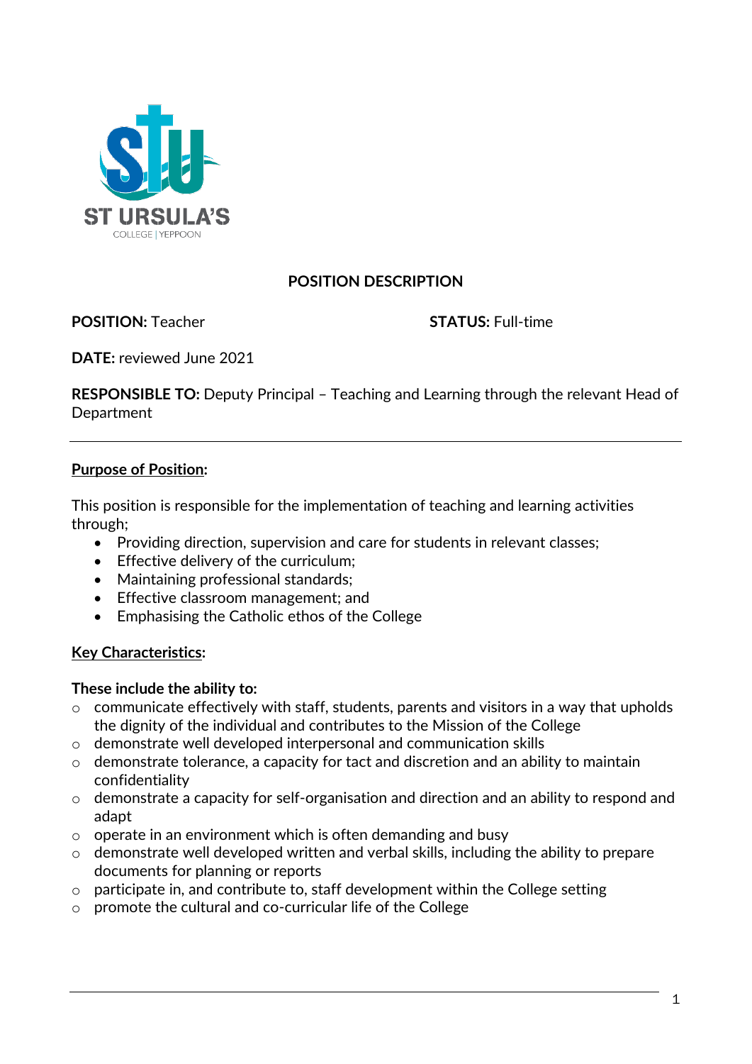ST URSULA'S
COLLEGE | YEPPOON

# POSITION DESCRIPTION

**POSITION:** Teacher

**STATUS:** Full-time

**DATE:** reviewed June 2021

**RESPONSIBLE TO:** Deputy Principal – Teaching and Learning through the relevant Head of Department

---

## Purpose of Position:

This position is responsible for the implementation of teaching and learning activities through;

- Providing direction, supervision and care for students in relevant classes;
- Effective delivery of the curriculum;
- Maintaining professional standards;
- Effective classroom management; and
- Emphasising the Catholic ethos of the College

## Key Characteristics:

**These include the ability to:**

- communicate effectively with staff, students, parents and visitors in a way that upholds the dignity of the individual and contributes to the Mission of the College
- demonstrate well developed interpersonal and communication skills
- demonstrate tolerance, a capacity for tact and discretion and an ability to maintain confidentiality
- demonstrate a capacity for self-organisation and direction and an ability to respond and adapt
- operate in an environment which is often demanding and busy
- demonstrate well developed written and verbal skills, including the ability to prepare documents for planning or reports
- participate in, and contribute to, staff development within the College setting
- promote the cultural and co-curricular life of the College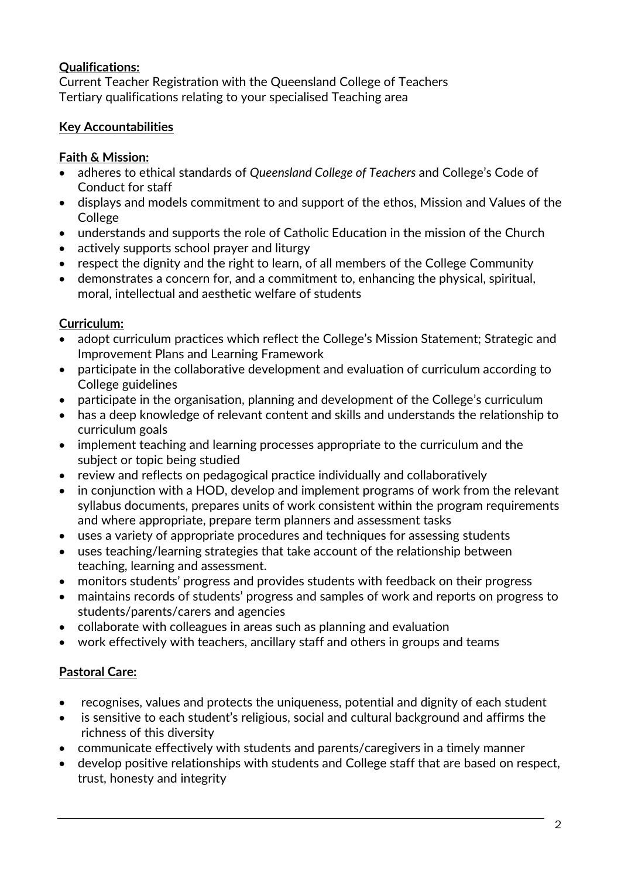**Qualifications:**
Current Teacher Registration with the Queensland College of Teachers
Tertiary qualifications relating to your specialised Teaching area

**Key Accountabilities**

**Faith & Mission:**

- adheres to ethical standards of *Queensland College of Teachers* and College's Code of Conduct for staff
- displays and models commitment to and support of the ethos, Mission and Values of the College
- understands and supports the role of Catholic Education in the mission of the Church
- actively supports school prayer and liturgy
- respect the dignity and the right to learn, of all members of the College Community
- demonstrates a concern for, and a commitment to, enhancing the physical, spiritual, moral, intellectual and aesthetic welfare of students

**Curriculum:**

- adopt curriculum practices which reflect the College's Mission Statement; Strategic and Improvement Plans and Learning Framework
- participate in the collaborative development and evaluation of curriculum according to College guidelines
- participate in the organisation, planning and development of the College's curriculum
- has a deep knowledge of relevant content and skills and understands the relationship to curriculum goals
- implement teaching and learning processes appropriate to the curriculum and the subject or topic being studied
- review and reflects on pedagogical practice individually and collaboratively
- in conjunction with a HOD, develop and implement programs of work from the relevant syllabus documents, prepares units of work consistent within the program requirements and where appropriate, prepare term planners and assessment tasks
- uses a variety of appropriate procedures and techniques for assessing students
- uses teaching/learning strategies that take account of the relationship between teaching, learning and assessment.
- monitors students' progress and provides students with feedback on their progress
- maintains records of students' progress and samples of work and reports on progress to students/parents/carers and agencies
- collaborate with colleagues in areas such as planning and evaluation
- work effectively with teachers, ancillary staff and others in groups and teams

**Pastoral Care:**

- recognises, values and protects the uniqueness, potential and dignity of each student
- is sensitive to each student's religious, social and cultural background and affirms the richness of this diversity
- communicate effectively with students and parents/caregivers in a timely manner
- develop positive relationships with students and College staff that are based on respect, trust, honesty and integrity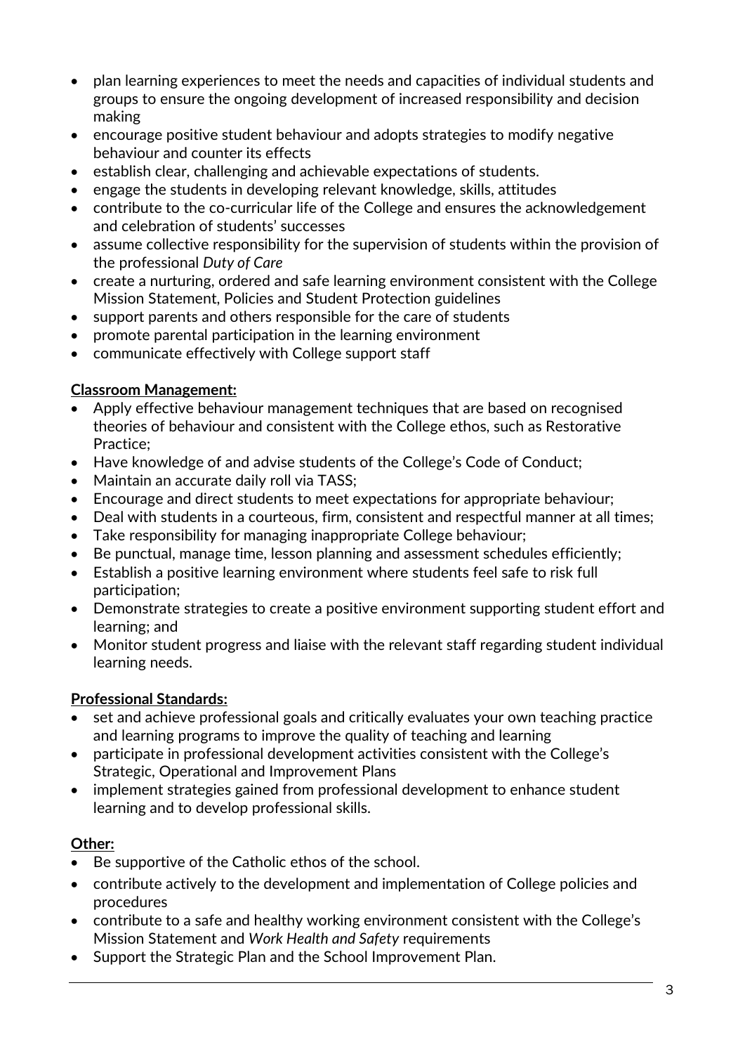- plan learning experiences to meet the needs and capacities of individual students and groups to ensure the ongoing development of increased responsibility and decision making
- encourage positive student behaviour and adopts strategies to modify negative behaviour and counter its effects
- establish clear, challenging and achievable expectations of students.
- engage the students in developing relevant knowledge, skills, attitudes
- contribute to the co-curricular life of the College and ensures the acknowledgement and celebration of students' successes
- assume collective responsibility for the supervision of students within the provision of the professional *Duty of Care*
- create a nurturing, ordered and safe learning environment consistent with the College Mission Statement, Policies and Student Protection guidelines
- support parents and others responsible for the care of students
- promote parental participation in the learning environment
- communicate effectively with College support staff

**Classroom Management:**

- Apply effective behaviour management techniques that are based on recognised theories of behaviour and consistent with the College ethos, such as Restorative Practice;
- Have knowledge of and advise students of the College's Code of Conduct;
- Maintain an accurate daily roll via TASS;
- Encourage and direct students to meet expectations for appropriate behaviour;
- Deal with students in a courteous, firm, consistent and respectful manner at all times;
- Take responsibility for managing inappropriate College behaviour;
- Be punctual, manage time, lesson planning and assessment schedules efficiently;
- Establish a positive learning environment where students feel safe to risk full participation;
- Demonstrate strategies to create a positive environment supporting student effort and learning; and
- Monitor student progress and liaise with the relevant staff regarding student individual learning needs.

**Professional Standards:**

- set and achieve professional goals and critically evaluates your own teaching practice and learning programs to improve the quality of teaching and learning
- participate in professional development activities consistent with the College's Strategic, Operational and Improvement Plans
- implement strategies gained from professional development to enhance student learning and to develop professional skills.

**Other:**

- Be supportive of the Catholic ethos of the school.
- contribute actively to the development and implementation of College policies and procedures
- contribute to a safe and healthy working environment consistent with the College's Mission Statement and *Work Health and Safety* requirements
- Support the Strategic Plan and the School Improvement Plan.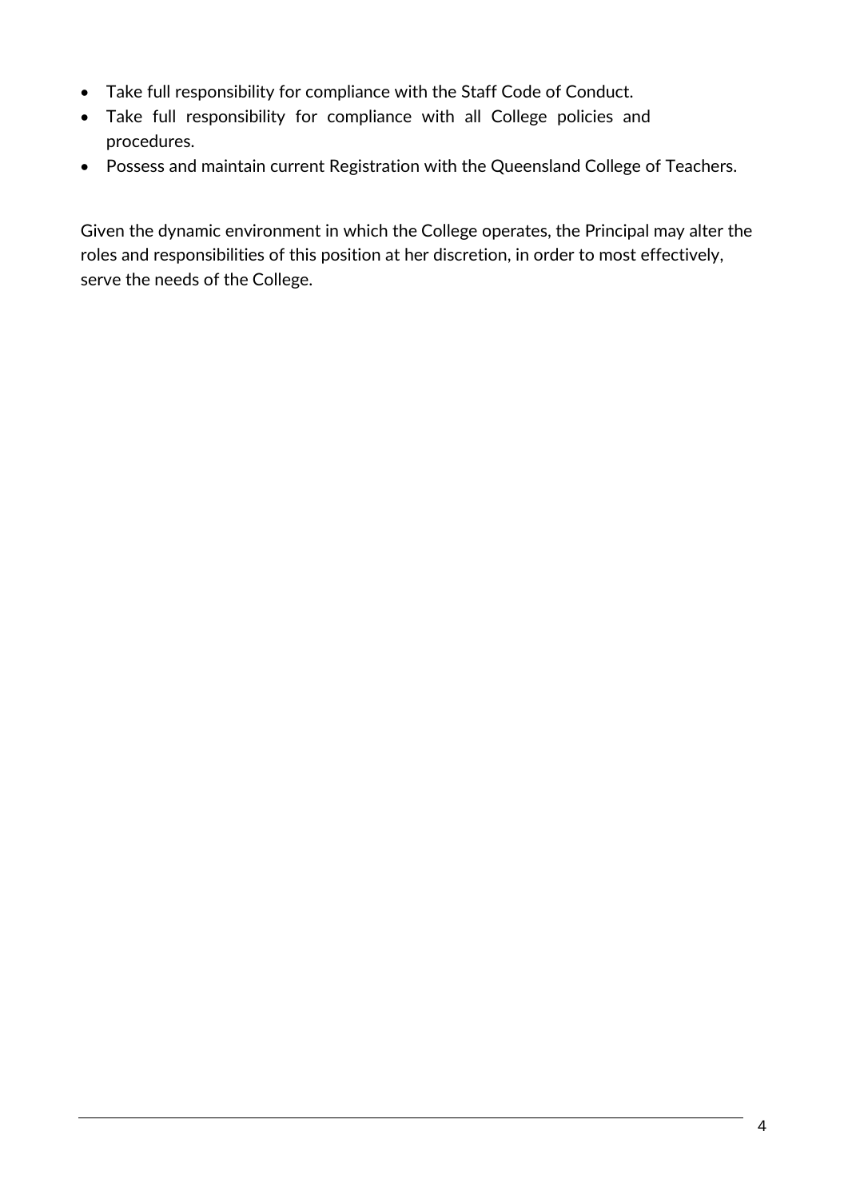- Take full responsibility for compliance with the Staff Code of Conduct.
- Take full responsibility for compliance with all College policies and procedures.
- Possess and maintain current Registration with the Queensland College of Teachers.

Given the dynamic environment in which the College operates, the Principal may alter the roles and responsibilities of this position at her discretion, in order to most effectively, serve the needs of the College.